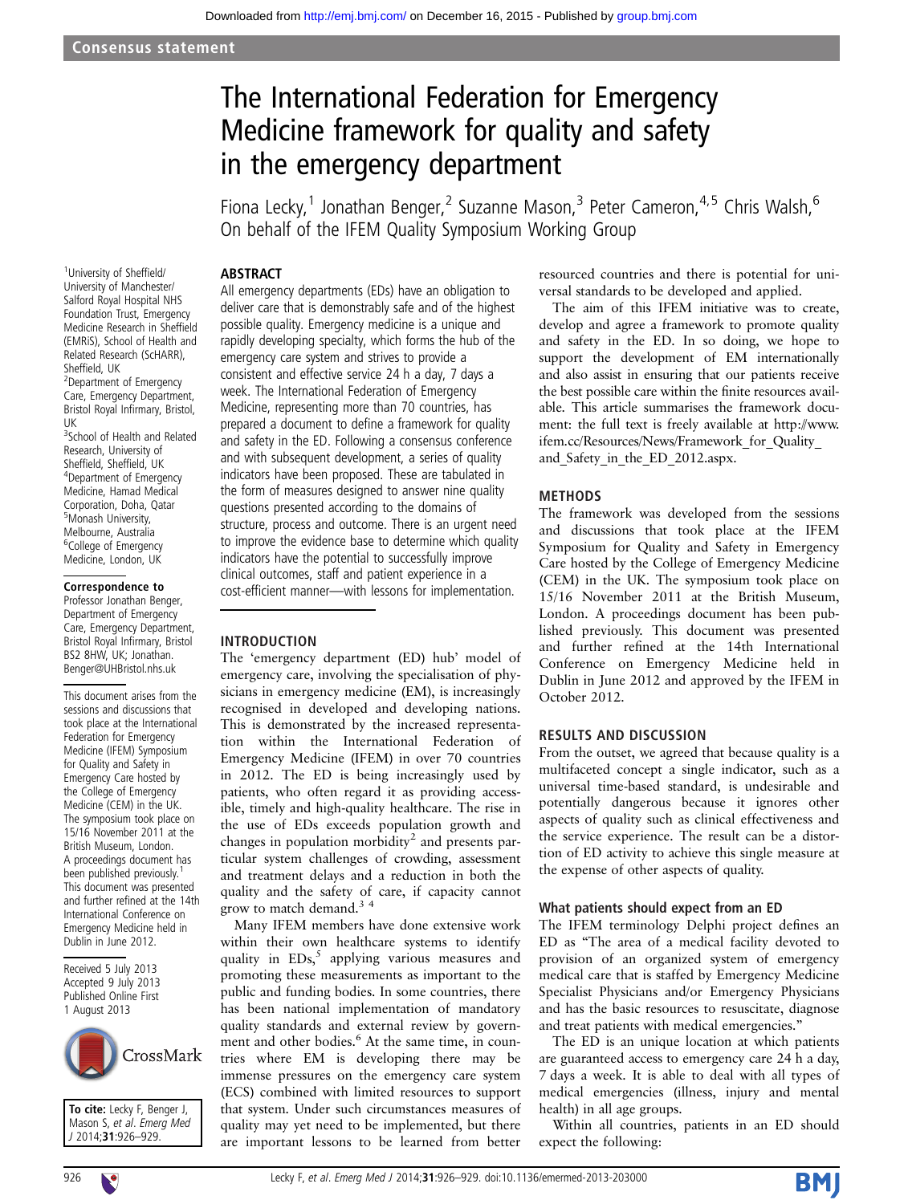Consensus statement

# The International Federation for Emergency Medicine framework for quality and safety in the emergency department

Fiona Lecky,[1] Jonathan Benger,[2] Suzanne Mason,[3] Peter Cameron,[4,5] Chris Walsh,[6] On behalf of the IFEM Quality Symposium Working Group

[1]University of Sheffield/University of Manchester/Salford Royal Hospital NHS Foundation Trust, Emergency Medicine Research in Sheffield (EMRiS), School of Health and Related Research (ScHARR), Sheffield, UK
[2]Department of Emergency Care, Emergency Department, Bristol Royal Infirmary, Bristol, UK
[3]School of Health and Related Research, University of Sheffield, Sheffield, UK
[4]Department of Emergency Medicine, Hamad Medical Corporation, Doha, Qatar
[5]Monash University, Melbourne, Australia
[6]College of Emergency Medicine, London, UK

**Correspondence to**
Professor Jonathan Benger, Department of Emergency Care, Emergency Department, Bristol Royal Infirmary, Bristol BS2 8HW, UK; Jonathan.Benger@UHBristol.nhs.uk

This document arises from the sessions and discussions that took place at the International Federation for Emergency Medicine (IFEM) Symposium for Quality and Safety in Emergency Care hosted by the College of Emergency Medicine (CEM) in the UK. The symposium took place on 15/16 November 2011 at the British Museum, London. A proceedings document has been published previously.[1] This document was presented and further refined at the 14th International Conference on Emergency Medicine held in Dublin in June 2012.

Received 5 July 2013
Accepted 9 July 2013
Published Online First 1 August 2013

**To cite:** Lecky F, Benger J, Mason S, *et al*. *Emerg Med J* 2014;**31**:926–929.

## ABSTRACT

All emergency departments (EDs) have an obligation to deliver care that is demonstrably safe and of the highest possible quality. Emergency medicine is a unique and rapidly developing specialty, which forms the hub of the emergency care system and strives to provide a consistent and effective service 24 h a day, 7 days a week. The International Federation of Emergency Medicine, representing more than 70 countries, has prepared a document to define a framework for quality and safety in the ED. Following a consensus conference and with subsequent development, a series of quality indicators have been proposed. These are tabulated in the form of measures designed to answer nine quality questions presented according to the domains of structure, process and outcome. There is an urgent need to improve the evidence base to determine which quality indicators have the potential to successfully improve clinical outcomes, staff and patient experience in a cost-efficient manner—with lessons for implementation.

## INTRODUCTION

The 'emergency department (ED) hub' model of emergency care, involving the specialisation of physicians in emergency medicine (EM), is increasingly recognised in developed and developing nations. This is demonstrated by the increased representation within the International Federation of Emergency Medicine (IFEM) in over 70 countries in 2012. The ED is being increasingly used by patients, who often regard it as providing accessible, timely and high-quality healthcare. The rise in the use of EDs exceeds population growth and changes in population morbidity[2] and presents particular system challenges of crowding, assessment and treatment delays and a reduction in both the quality and the safety of care, if capacity cannot grow to match demand.[3,4]

Many IFEM members have done extensive work within their own healthcare systems to identify quality in EDs,[5] applying various measures and promoting these measurements as important to the public and funding bodies. In some countries, there has been national implementation of mandatory quality standards and external review by government and other bodies.[6] At the same time, in countries where EM is developing there may be immense pressures on the emergency care system (ECS) combined with limited resources to support that system. Under such circumstances measures of quality may yet need to be implemented, but there are important lessons to be learned from better resourced countries and there is potential for universal standards to be developed and applied.

The aim of this IFEM initiative was to create, develop and agree a framework to promote quality and safety in the ED. In so doing, we hope to support the development of EM internationally and also assist in ensuring that our patients receive the best possible care within the finite resources available. This article summarises the framework document: the full text is freely available at http://www.ifem.cc/Resources/News/Framework_for_Quality_and_Safety_in_the_ED_2012.aspx.

## METHODS

The framework was developed from the sessions and discussions that took place at the IFEM Symposium for Quality and Safety in Emergency Care hosted by the College of Emergency Medicine (CEM) in the UK. The symposium took place on 15/16 November 2011 at the British Museum, London. A proceedings document has been published previously. This document was presented and further refined at the 14th International Conference on Emergency Medicine held in Dublin in June 2012 and approved by the IFEM in October 2012.

## RESULTS AND DISCUSSION

From the outset, we agreed that because quality is a multifaceted concept a single indicator, such as a universal time-based standard, is undesirable and potentially dangerous because it ignores other aspects of quality such as clinical effectiveness and the service experience. The result can be a distortion of ED activity to achieve this single measure at the expense of other aspects of quality.

### What patients should expect from an ED

The IFEM terminology Delphi project defines an ED as "The area of a medical facility devoted to provision of an organized system of emergency medical care that is staffed by Emergency Medicine Specialist Physicians and/or Emergency Physicians and has the basic resources to resuscitate, diagnose and treat patients with medical emergencies."

The ED is an unique location at which patients are guaranteed access to emergency care 24 h a day, 7 days a week. It is able to deal with all types of medical emergencies (illness, injury and mental health) in all age groups.

Within all countries, patients in an ED should expect the following: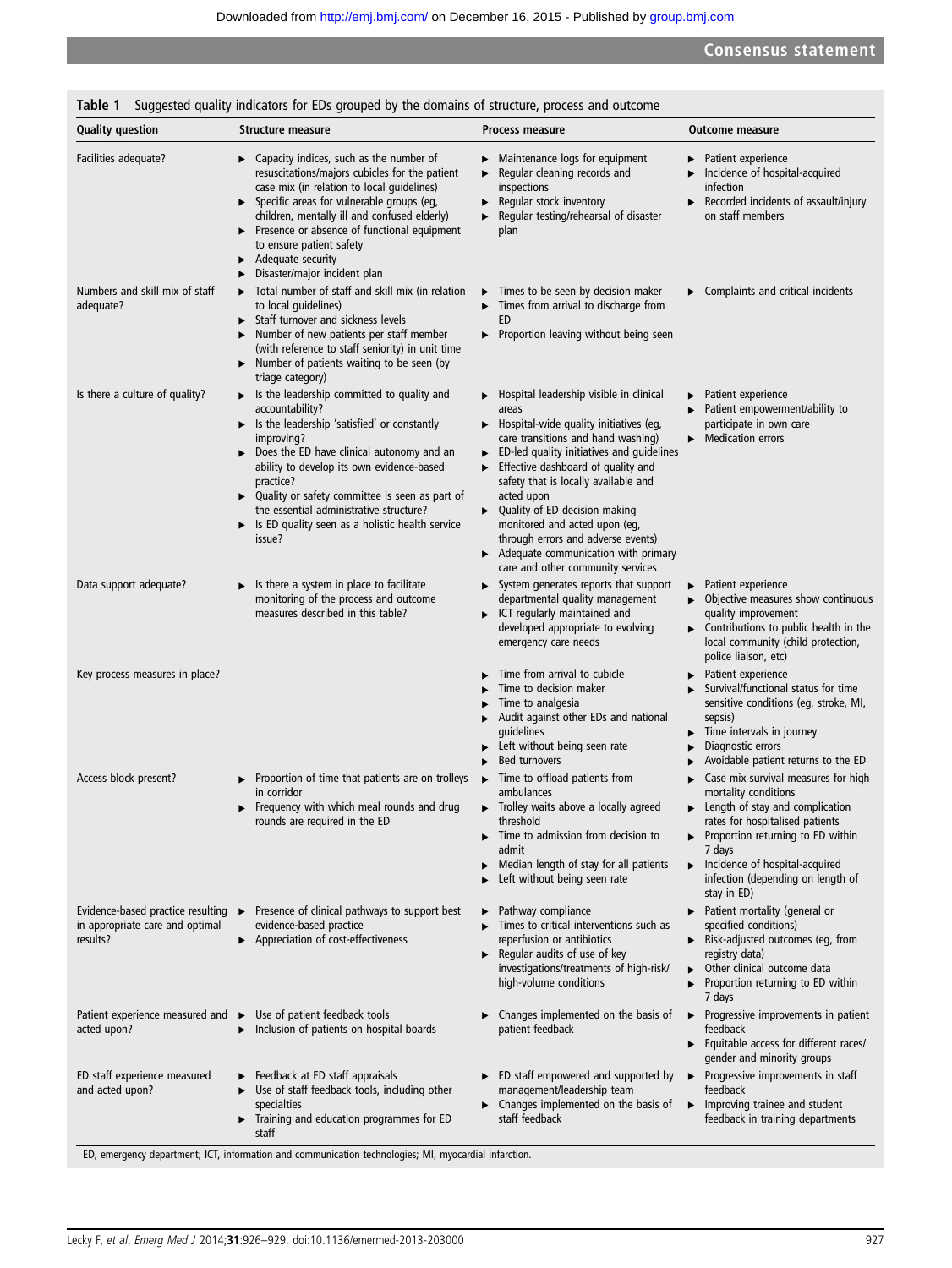**Table 1** Suggested quality indicators for EDs grouped by the domains of structure, process and outcome

| Quality question | Structure measure | Process measure | Outcome measure |
|---|---|---|---|
| Facilities adequate? | ▸ Capacity indices, such as the number of resuscitations/majors cubicles for the patient case mix (in relation to local guidelines)<br>▸ Specific areas for vulnerable groups (eg, children, mentally ill and confused elderly)<br>▸ Presence or absence of functional equipment to ensure patient safety<br>▸ Adequate security<br>▸ Disaster/major incident plan | ▸ Maintenance logs for equipment<br>▸ Regular cleaning records and inspections<br>▸ Regular stock inventory<br>▸ Regular testing/rehearsal of disaster plan | ▸ Patient experience<br>▸ Incidence of hospital-acquired infection<br>▸ Recorded incidents of assault/injury on staff members |
| Numbers and skill mix of staff adequate? | ▸ Total number of staff and skill mix (in relation to local guidelines)<br>▸ Staff turnover and sickness levels<br>▸ Number of new patients per staff member (with reference to staff seniority) in unit time<br>▸ Number of patients waiting to be seen (by triage category) | ▸ Times to be seen by decision maker<br>▸ Times from arrival to discharge from ED<br>▸ Proportion leaving without being seen | ▸ Complaints and critical incidents |
| Is there a culture of quality? | ▸ Is the leadership committed to quality and accountability?<br>▸ Is the leadership 'satisfied' or constantly improving?<br>▸ Does the ED have clinical autonomy and an ability to develop its own evidence-based practice?<br>▸ Quality or safety committee is seen as part of the essential administrative structure?<br>▸ Is ED quality seen as a holistic health service issue? | ▸ Hospital leadership visible in clinical areas<br>▸ Hospital-wide quality initiatives (eg, care transitions and hand washing)<br>▸ ED-led quality initiatives and guidelines<br>▸ Effective dashboard of quality and safety that is locally available and acted upon<br>▸ Quality of ED decision making monitored and acted upon (eg, through errors and adverse events)<br>▸ Adequate communication with primary care and other community services | ▸ Patient experience<br>▸ Patient empowerment/ability to participate in own care<br>▸ Medication errors |
| Data support adequate? | ▸ Is there a system in place to facilitate monitoring of the process and outcome measures described in this table? | ▸ System generates reports that support departmental quality management<br>▸ ICT regularly maintained and developed appropriate to evolving emergency care needs | ▸ Patient experience<br>▸ Objective measures show continuous quality improvement<br>▸ Contributions to public health in the local community (child protection, police liaison, etc) |
| Key process measures in place? | | ▸ Time from arrival to cubicle<br>▸ Time to decision maker<br>▸ Time to analgesia<br>▸ Audit against other EDs and national guidelines<br>▸ Left without being seen rate<br>▸ Bed turnovers | ▸ Patient experience<br>▸ Survival/functional status for time sensitive conditions (eg, stroke, MI, sepsis)<br>▸ Time intervals in journey<br>▸ Diagnostic errors<br>▸ Avoidable patient returns to the ED |
| Access block present? | ▸ Proportion of time that patients are on trolleys in corridor<br>▸ Frequency with which meal rounds and drug rounds are required in the ED | ▸ Time to offload patients from ambulances<br>▸ Trolley waits above a locally agreed threshold<br>▸ Time to admission from decision to admit<br>▸ Median length of stay for all patients<br>▸ Left without being seen rate | ▸ Case mix survival measures for high mortality conditions<br>▸ Length of stay and complication rates for hospitalised patients<br>▸ Proportion returning to ED within 7 days<br>▸ Incidence of hospital-acquired infection (depending on length of stay in ED) |
| Evidence-based practice resulting in appropriate care and optimal results? | ▸ Presence of clinical pathways to support best evidence-based practice<br>▸ Appreciation of cost-effectiveness | ▸ Pathway compliance<br>▸ Times to critical interventions such as reperfusion or antibiotics<br>▸ Regular audits of use of key investigations/treatments of high-risk/high-volume conditions | ▸ Patient mortality (general or specified conditions)<br>▸ Risk-adjusted outcomes (eg, from registry data)<br>▸ Other clinical outcome data<br>▸ Proportion returning to ED within 7 days |
| Patient experience measured and acted upon? | ▸ Use of patient feedback tools<br>▸ Inclusion of patients on hospital boards | ▸ Changes implemented on the basis of patient feedback | ▸ Progressive improvements in patient feedback<br>▸ Equitable access for different races/gender and minority groups |
| ED staff experience measured and acted upon? | ▸ Feedback at ED staff appraisals<br>▸ Use of staff feedback tools, including other specialties<br>▸ Training and education programmes for ED staff | ▸ ED staff empowered and supported by management/leadership team<br>▸ Changes implemented on the basis of staff feedback | ▸ Progressive improvements in staff feedback<br>▸ Improving trainee and student feedback in training departments |

ED, emergency department; ICT, information and communication technologies; MI, myocardial infarction.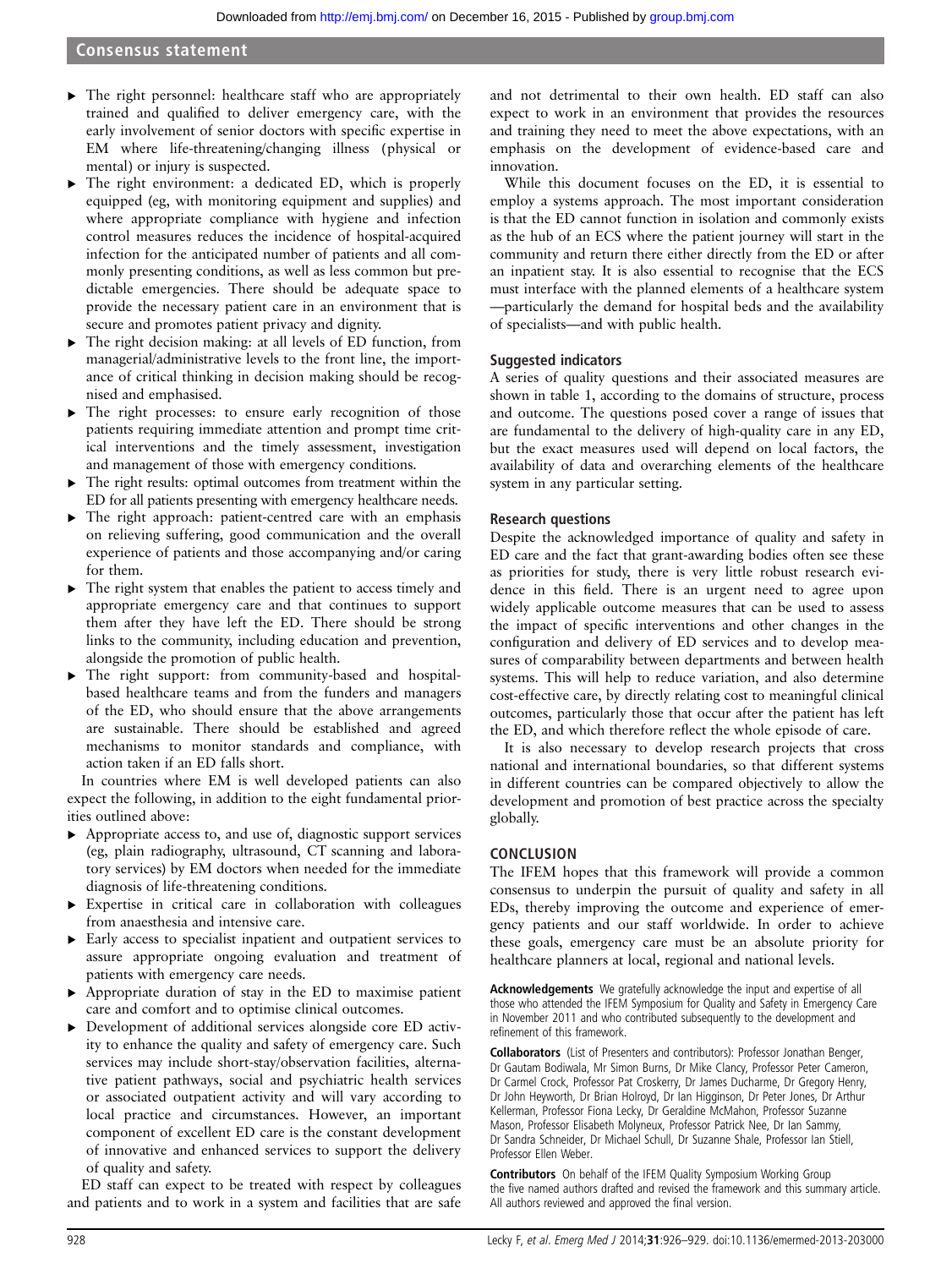- The right personnel: healthcare staff who are appropriately trained and qualified to deliver emergency care, with the early involvement of senior doctors with specific expertise in EM where life-threatening/changing illness (physical or mental) or injury is suspected.
- The right environment: a dedicated ED, which is properly equipped (eg, with monitoring equipment and supplies) and where appropriate compliance with hygiene and infection control measures reduces the incidence of hospital-acquired infection for the anticipated number of patients and all commonly presenting conditions, as well as less common but predictable emergencies. There should be adequate space to provide the necessary patient care in an environment that is secure and promotes patient privacy and dignity.
- The right decision making: at all levels of ED function, from managerial/administrative levels to the front line, the importance of critical thinking in decision making should be recognised and emphasised.
- The right processes: to ensure early recognition of those patients requiring immediate attention and prompt time critical interventions and the timely assessment, investigation and management of those with emergency conditions.
- The right results: optimal outcomes from treatment within the ED for all patients presenting with emergency healthcare needs.
- The right approach: patient-centred care with an emphasis on relieving suffering, good communication and the overall experience of patients and those accompanying and/or caring for them.
- The right system that enables the patient to access timely and appropriate emergency care and that continues to support them after they have left the ED. There should be strong links to the community, including education and prevention, alongside the promotion of public health.
- The right support: from community-based and hospital-based healthcare teams and from the funders and managers of the ED, who should ensure that the above arrangements are sustainable. There should be established and agreed mechanisms to monitor standards and compliance, with action taken if an ED falls short.

In countries where EM is well developed patients can also expect the following, in addition to the eight fundamental priorities outlined above:

- Appropriate access to, and use of, diagnostic support services (eg, plain radiography, ultrasound, CT scanning and laboratory services) by EM doctors when needed for the immediate diagnosis of life-threatening conditions.
- Expertise in critical care in collaboration with colleagues from anaesthesia and intensive care.
- Early access to specialist inpatient and outpatient services to assure appropriate ongoing evaluation and treatment of patients with emergency care needs.
- Appropriate duration of stay in the ED to maximise patient care and comfort and to optimise clinical outcomes.
- Development of additional services alongside core ED activity to enhance the quality and safety of emergency care. Such services may include short-stay/observation facilities, alternative patient pathways, social and psychiatric health services or associated outpatient activity and will vary according to local practice and circumstances. However, an important component of excellent ED care is the constant development of innovative and enhanced services to support the delivery of quality and safety.

ED staff can expect to be treated with respect by colleagues and patients and to work in a system and facilities that are safe and not detrimental to their own health. ED staff can also expect to work in an environment that provides the resources and training they need to meet the above expectations, with an emphasis on the development of evidence-based care and innovation.

While this document focuses on the ED, it is essential to employ a systems approach. The most important consideration is that the ED cannot function in isolation and commonly exists as the hub of an ECS where the patient journey will start in the community and return there either directly from the ED or after an inpatient stay. It is also essential to recognise that the ECS must interface with the planned elements of a healthcare system —particularly the demand for hospital beds and the availability of specialists—and with public health.

### Suggested indicators

A series of quality questions and their associated measures are shown in table 1, according to the domains of structure, process and outcome. The questions posed cover a range of issues that are fundamental to the delivery of high-quality care in any ED, but the exact measures used will depend on local factors, the availability of data and overarching elements of the healthcare system in any particular setting.

### Research questions

Despite the acknowledged importance of quality and safety in ED care and the fact that grant-awarding bodies often see these as priorities for study, there is very little robust research evidence in this field. There is an urgent need to agree upon widely applicable outcome measures that can be used to assess the impact of specific interventions and other changes in the configuration and delivery of ED services and to develop measures of comparability between departments and between health systems. This will help to reduce variation, and also determine cost-effective care, by directly relating cost to meaningful clinical outcomes, particularly those that occur after the patient has left the ED, and which therefore reflect the whole episode of care.

It is also necessary to develop research projects that cross national and international boundaries, so that different systems in different countries can be compared objectively to allow the development and promotion of best practice across the specialty globally.

## CONCLUSION

The IFEM hopes that this framework will provide a common consensus to underpin the pursuit of quality and safety in all EDs, thereby improving the outcome and experience of emergency patients and our staff worldwide. In order to achieve these goals, emergency care must be an absolute priority for healthcare planners at local, regional and national levels.

**Acknowledgements** We gratefully acknowledge the input and expertise of all those who attended the IFEM Symposium for Quality and Safety in Emergency Care in November 2011 and who contributed subsequently to the development and refinement of this framework.

**Collaborators** (List of Presenters and contributors): Professor Jonathan Benger, Dr Gautam Bodiwala, Mr Simon Burns, Dr Mike Clancy, Professor Peter Cameron, Dr Carmel Crock, Professor Pat Croskerry, Dr James Ducharme, Dr Gregory Henry, Dr John Heyworth, Dr Brian Holroyd, Dr Ian Higginson, Dr Peter Jones, Dr Arthur Kellerman, Professor Fiona Lecky, Dr Geraldine McMahon, Professor Suzanne Mason, Professor Elisabeth Molyneux, Professor Patrick Nee, Dr Ian Sammy, Dr Sandra Schneider, Dr Michael Schull, Dr Suzanne Shale, Professor Ian Stiell, Professor Ellen Weber.

**Contributors** On behalf of the IFEM Quality Symposium Working Group the five named authors drafted and revised the framework and this summary article. All authors reviewed and approved the final version.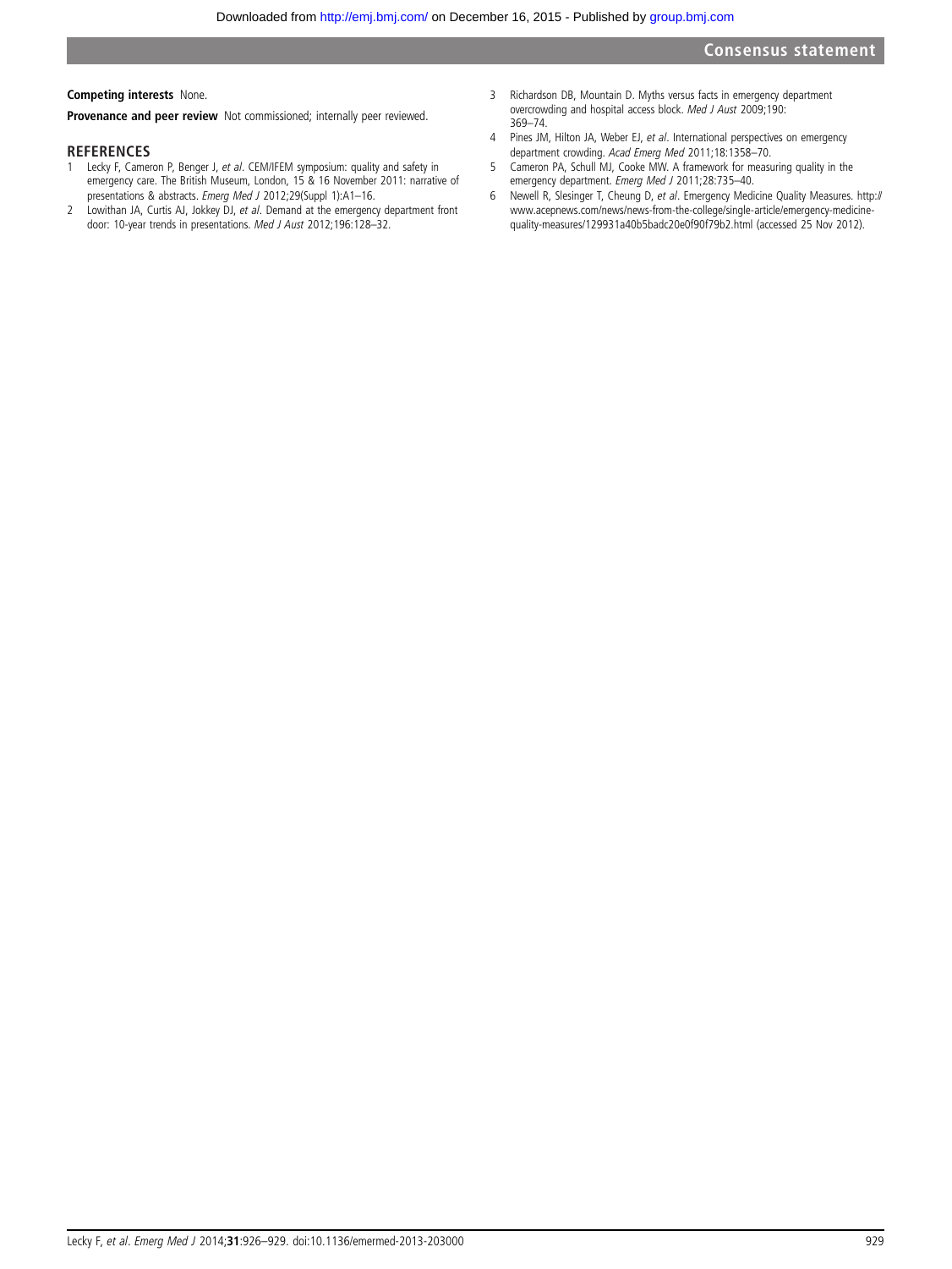**Competing interests** None.

**Provenance and peer review** Not commissioned; internally peer reviewed.

## REFERENCES

1. Lecky F, Cameron P, Benger J, *et al*. CEM/IFEM symposium: quality and safety in emergency care. The British Museum, London, 15 & 16 November 2011: narrative of presentations & abstracts. *Emerg Med J* 2012;29(Suppl 1):A1–16.
2. Lowithan JA, Curtis AJ, Jokkey DJ, *et al*. Demand at the emergency department front door: 10-year trends in presentations. *Med J Aust* 2012;196:128–32.
3. Richardson DB, Mountain D. Myths versus facts in emergency department overcrowding and hospital access block. *Med J Aust* 2009;190:369–74.
4. Pines JM, Hilton JA, Weber EJ, *et al*. International perspectives on emergency department crowding. *Acad Emerg Med* 2011;18:1358–70.
5. Cameron PA, Schull MJ, Cooke MW. A framework for measuring quality in the emergency department. *Emerg Med J* 2011;28:735–40.
6. Newell R, Slesinger T, Cheung D, *et al*. Emergency Medicine Quality Measures. http://www.acepnews.com/news/news-from-the-college/single-article/emergency-medicine-quality-measures/129931a40b5badc20e0f90f79b2.html (accessed 25 Nov 2012).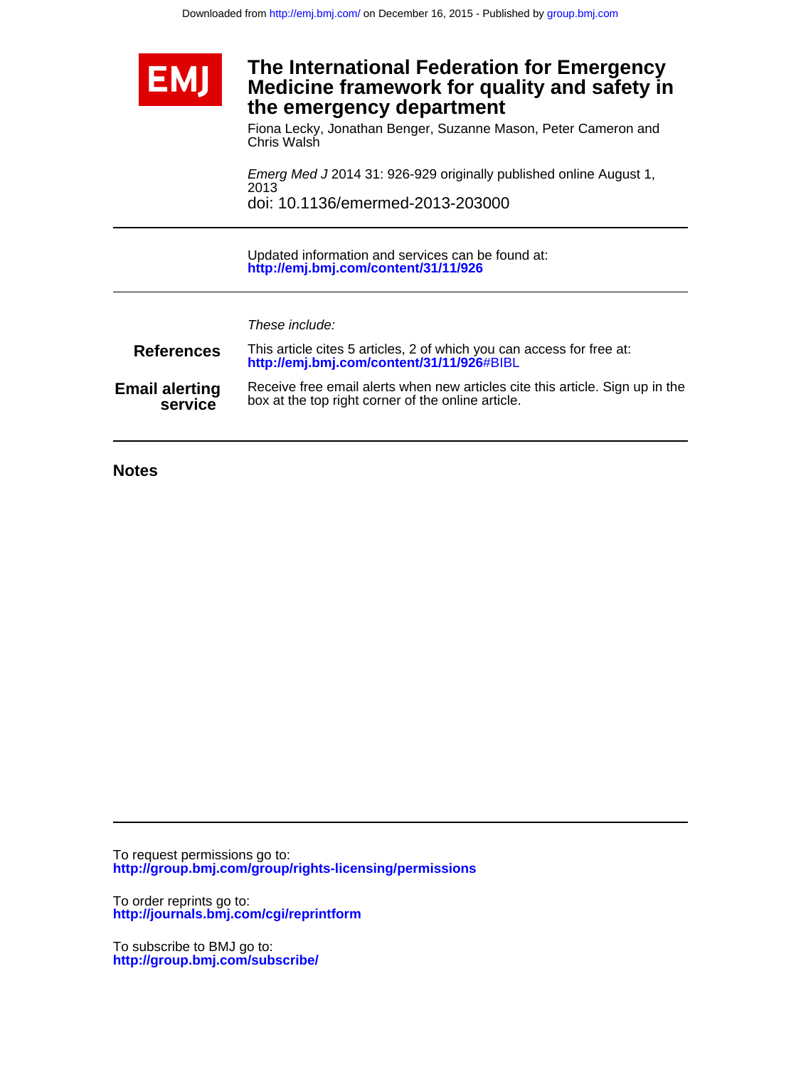Downloaded from http://emj.bmj.com/ on December 16, 2015 - Published by group.bmj.com

EMJ

# The International Federation for Emergency Medicine framework for quality and safety in the emergency department

Fiona Lecky, Jonathan Benger, Suzanne Mason, Peter Cameron and Chris Walsh

*Emerg Med J* 2014 31: 926-929 originally published online August 1, 2013

doi: 10.1136/emermed-2013-203000

---

Updated information and services can be found at:
**http://emj.bmj.com/content/31/11/926**

---

*These include:*

**References**

This article cites 5 articles, 2 of which you can access for free at:
**http://emj.bmj.com/content/31/11/926**#BIBL

**Email alerting service**

Receive free email alerts when new articles cite this article. Sign up in the box at the top right corner of the online article.

---

## Notes

---

To request permissions go to:
**http://group.bmj.com/group/rights-licensing/permissions**

To order reprints go to:
**http://journals.bmj.com/cgi/reprintform**

To subscribe to BMJ go to:
**http://group.bmj.com/subscribe/**